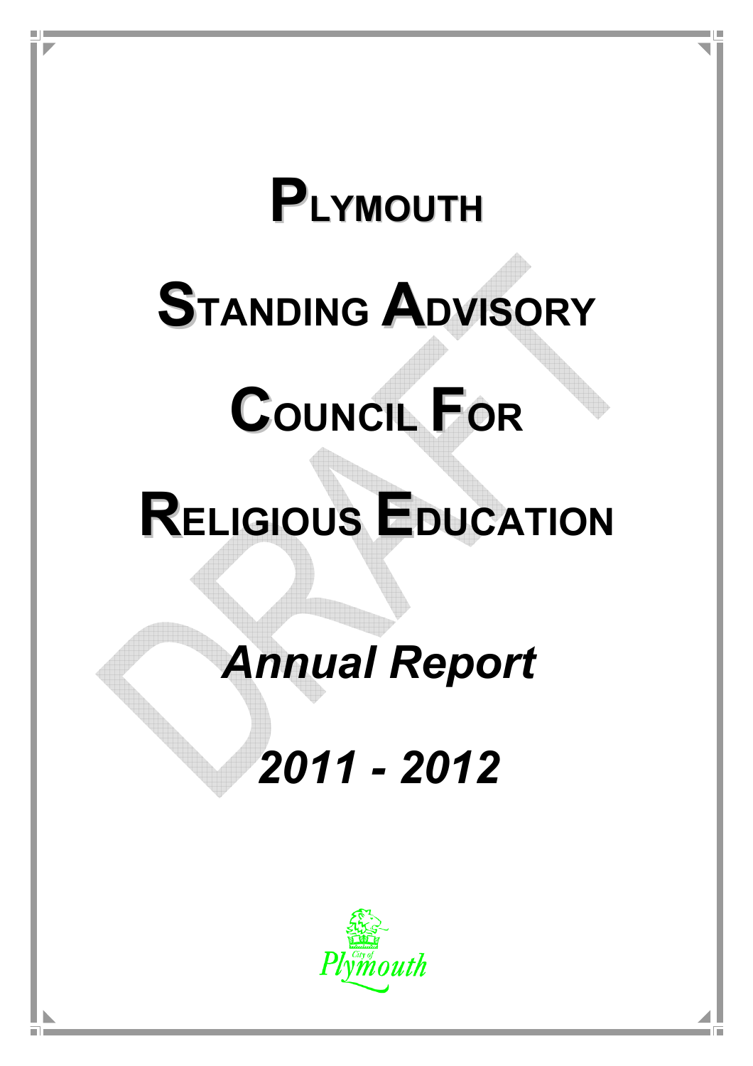# Plymouth Standing Advisory Council For Religious Education

## *Annual Report*

## *2011 - 2012*

City of Plymouth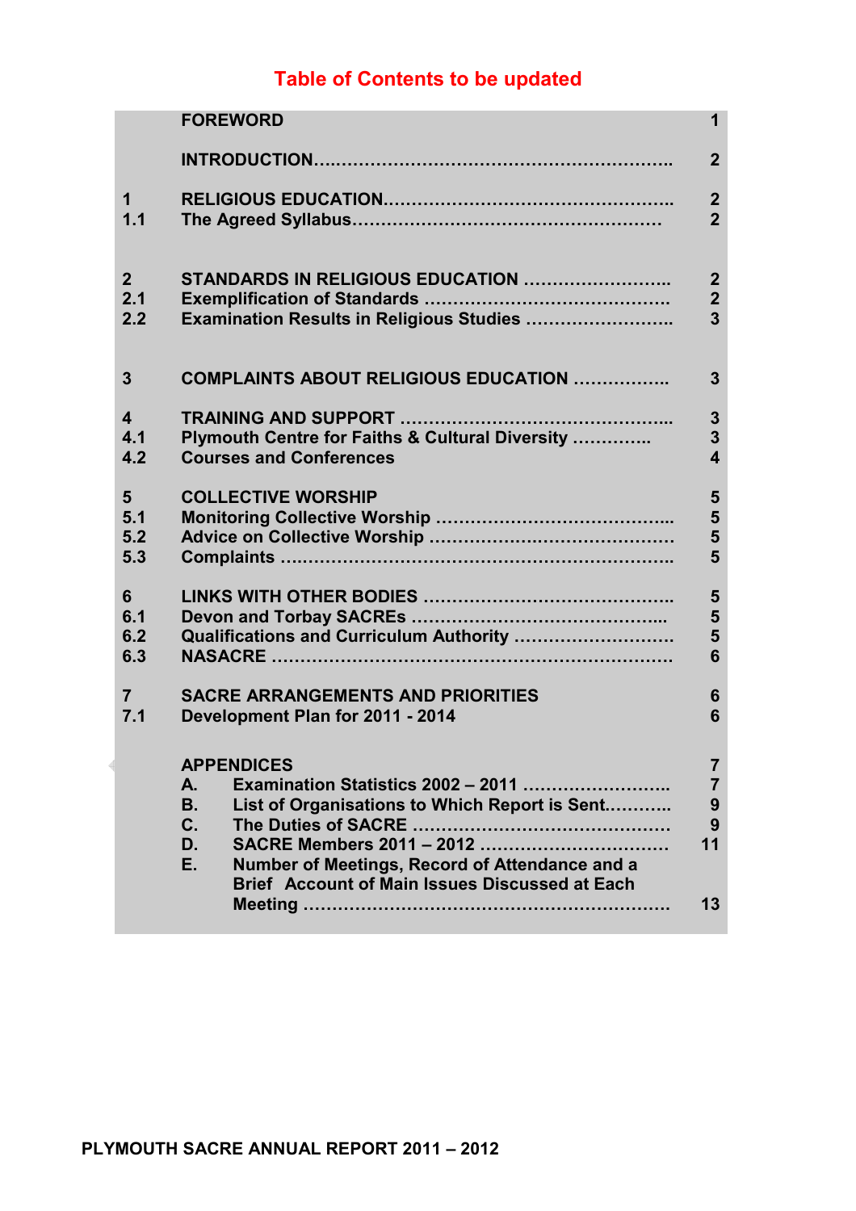**Table of Contents to be updated**

| | | |
|---|---|---|
| | **FOREWORD** | **1** |
| | **INTRODUCTION……………………………………………………….** | **2** |
| **1** | **RELIGIOUS EDUCATION…………………………………………..** | **2** |
| **1.1** | **The Agreed Syllabus………………………………………………** | **2** |
| **2** | **STANDARDS IN RELIGIOUS EDUCATION ……………………..** | **2** |
| **2.1** | **Exemplification of Standards ……………………………………..** | **2** |
| **2.2** | **Examination Results in Religious Studies ……………………..** | **3** |
| **3** | **COMPLAINTS ABOUT RELIGIOUS EDUCATION ……………..** | **3** |
| **4** | **TRAINING AND SUPPORT ………………………………………..** | **3** |
| **4.1** | **Plymouth Centre for Faiths & Cultural Diversity …………..** | **3** |
| **4.2** | **Courses and Conferences** | **4** |
| **5** | **COLLECTIVE WORSHIP** | **5** |
| **5.1** | **Monitoring Collective Worship …………………………………..** | **5** |
| **5.2** | **Advice on Collective Worship ……………………………………** | **5** |
| **5.3** | **Complaints ………………………………………………………….** | **5** |
| **6** | **LINKS WITH OTHER BODIES ……………………………………..** | **5** |
| **6.1** | **Devon and Torbay SACREs ……………………………………..** | **5** |
| **6.2** | **Qualifications and Curriculum Authority ………………………** | **5** |
| **6.3** | **NASACRE ……………………………………………………………** | **6** |
| **7** | **SACRE ARRANGEMENTS AND PRIORITIES** | **6** |
| **7.1** | **Development Plan for 2011 - 2014** | **6** |
| | **APPENDICES** | **7** |
| | **A. Examination Statistics 2002 – 2011 ……………………..** | **7** |
| | **B. List of Organisations to Which Report is Sent………..** | **9** |
| | **C. The Duties of SACRE ……………………………………..** | **9** |
| | **D. SACRE Members 2011 – 2012 …………………………..** | **11** |
| | **E. Number of Meetings, Record of Attendance and a Brief Account of Main Issues Discussed at Each Meeting ………………………………………………………** | **13** |

**PLYMOUTH SACRE ANNUAL REPORT 2011 – 2012**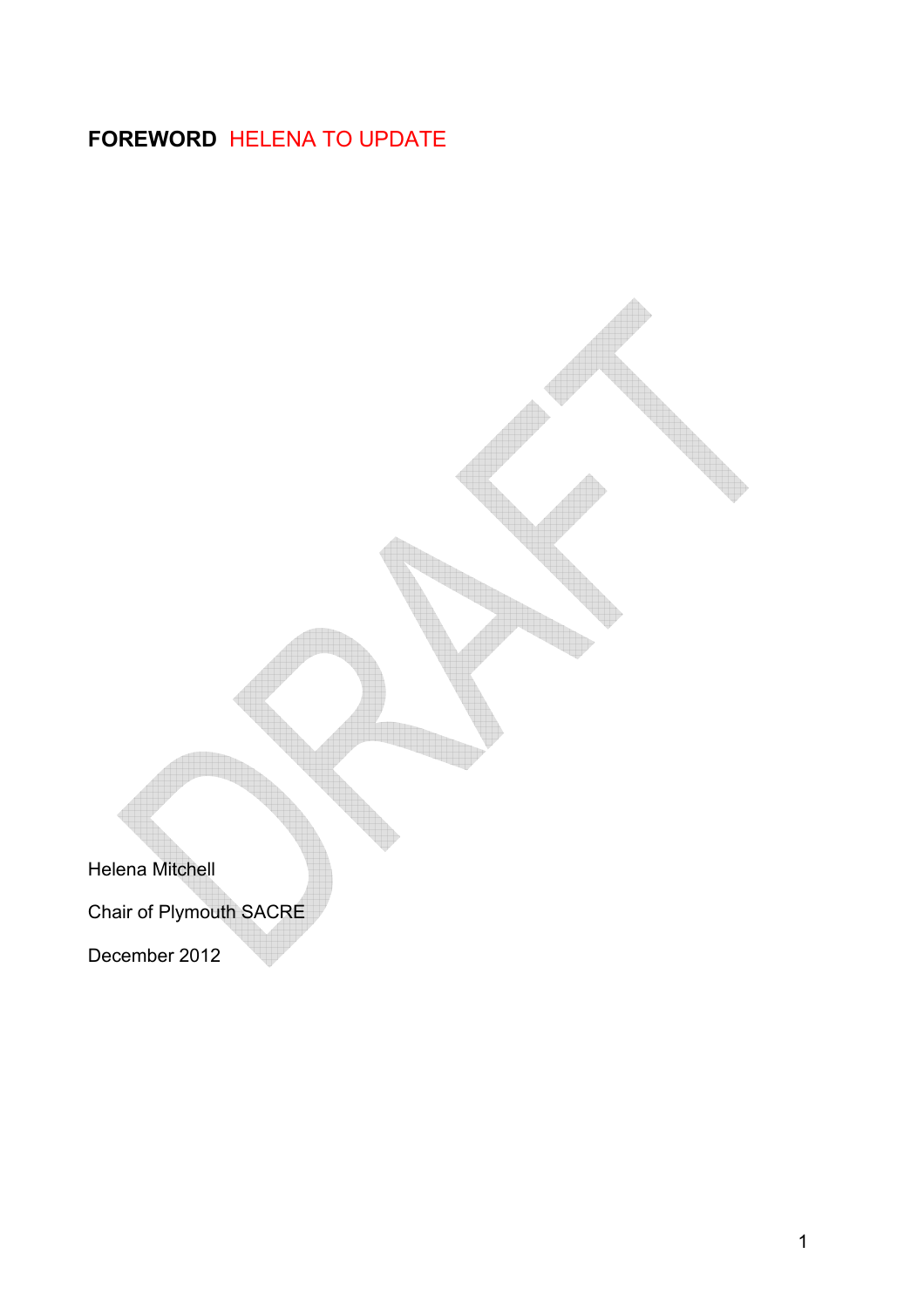# FOREWORD HELENA TO UPDATE

Helena Mitchell

Chair of Plymouth SACRE

December 2012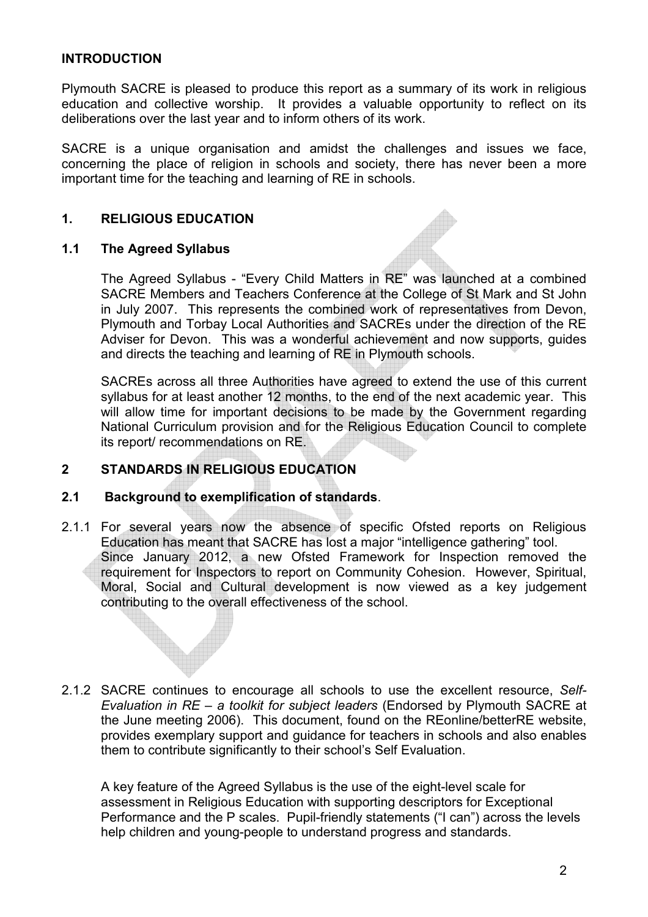## INTRODUCTION

Plymouth SACRE is pleased to produce this report as a summary of its work in religious education and collective worship. It provides a valuable opportunity to reflect on its deliberations over the last year and to inform others of its work.

SACRE is a unique organisation and amidst the challenges and issues we face, concerning the place of religion in schools and society, there has never been a more important time for the teaching and learning of RE in schools.

## 1. RELIGIOUS EDUCATION

### 1.1 The Agreed Syllabus

The Agreed Syllabus - "Every Child Matters in RE" was launched at a combined SACRE Members and Teachers Conference at the College of St Mark and St John in July 2007. This represents the combined work of representatives from Devon, Plymouth and Torbay Local Authorities and SACREs under the direction of the RE Adviser for Devon. This was a wonderful achievement and now supports, guides and directs the teaching and learning of RE in Plymouth schools.

SACREs across all three Authorities have agreed to extend the use of this current syllabus for at least another 12 months, to the end of the next academic year. This will allow time for important decisions to be made by the Government regarding National Curriculum provision and for the Religious Education Council to complete its report/ recommendations on RE.

## 2 STANDARDS IN RELIGIOUS EDUCATION

### 2.1 Background to exemplification of standards.

2.1.1 For several years now the absence of specific Ofsted reports on Religious Education has meant that SACRE has lost a major "intelligence gathering" tool. Since January 2012, a new Ofsted Framework for Inspection removed the requirement for Inspectors to report on Community Cohesion. However, Spiritual, Moral, Social and Cultural development is now viewed as a key judgement contributing to the overall effectiveness of the school.

2.1.2 SACRE continues to encourage all schools to use the excellent resource, *Self-Evaluation in RE – a toolkit for subject leaders* (Endorsed by Plymouth SACRE at the June meeting 2006). This document, found on the REonline/betterRE website, provides exemplary support and guidance for teachers in schools and also enables them to contribute significantly to their school's Self Evaluation.

A key feature of the Agreed Syllabus is the use of the eight-level scale for assessment in Religious Education with supporting descriptors for Exceptional Performance and the P scales. Pupil-friendly statements ("I can") across the levels help children and young-people to understand progress and standards.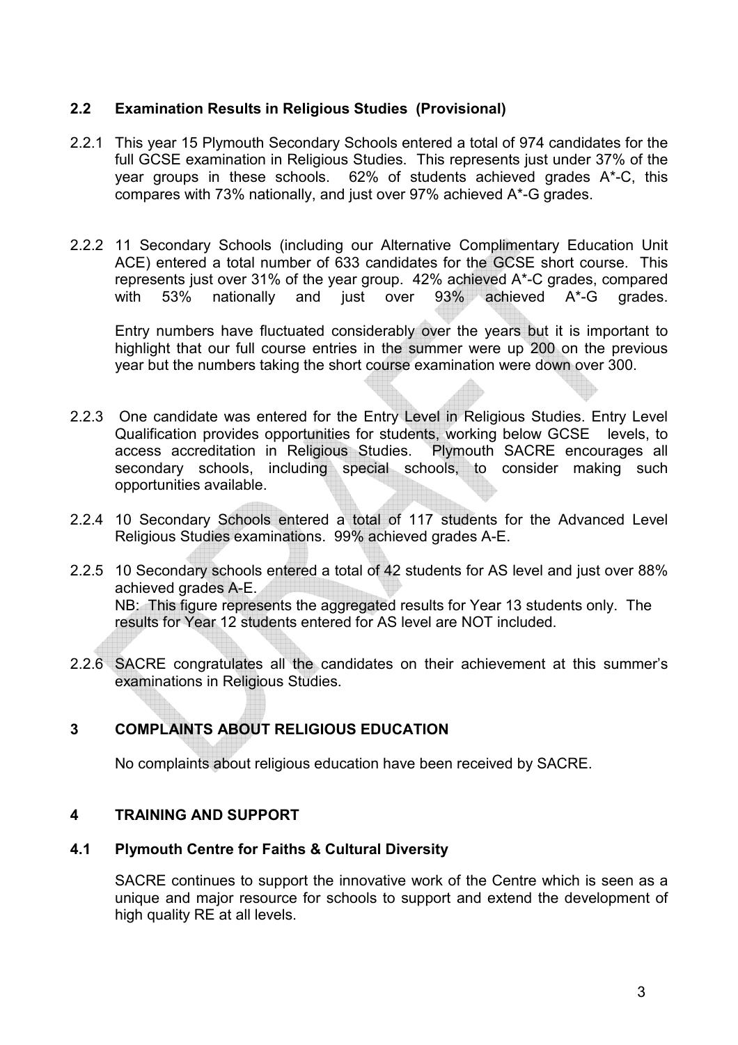### 2.2 Examination Results in Religious Studies (Provisional)

2.2.1 This year 15 Plymouth Secondary Schools entered a total of 974 candidates for the full GCSE examination in Religious Studies. This represents just under 37% of the year groups in these schools. 62% of students achieved grades A*-C, this compares with 73% nationally, and just over 97% achieved A*-G grades.

2.2.2 11 Secondary Schools (including our Alternative Complimentary Education Unit ACE) entered a total number of 633 candidates for the GCSE short course. This represents just over 31% of the year group. 42% achieved A*-C grades, compared with 53% nationally and just over 93% achieved A*-G grades.

Entry numbers have fluctuated considerably over the years but it is important to highlight that our full course entries in the summer were up 200 on the previous year but the numbers taking the short course examination were down over 300.

2.2.3 One candidate was entered for the Entry Level in Religious Studies. Entry Level Qualification provides opportunities for students, working below GCSE levels, to access accreditation in Religious Studies. Plymouth SACRE encourages all secondary schools, including special schools, to consider making such opportunities available.

2.2.4 10 Secondary Schools entered a total of 117 students for the Advanced Level Religious Studies examinations. 99% achieved grades A-E.

2.2.5 10 Secondary schools entered a total of 42 students for AS level and just over 88% achieved grades A-E.
NB: This figure represents the aggregated results for Year 13 students only. The results for Year 12 students entered for AS level are NOT included.

2.2.6 SACRE congratulates all the candidates on their achievement at this summer's examinations in Religious Studies.

## 3 COMPLAINTS ABOUT RELIGIOUS EDUCATION

No complaints about religious education have been received by SACRE.

## 4 TRAINING AND SUPPORT

### 4.1 Plymouth Centre for Faiths & Cultural Diversity

SACRE continues to support the innovative work of the Centre which is seen as a unique and major resource for schools to support and extend the development of high quality RE at all levels.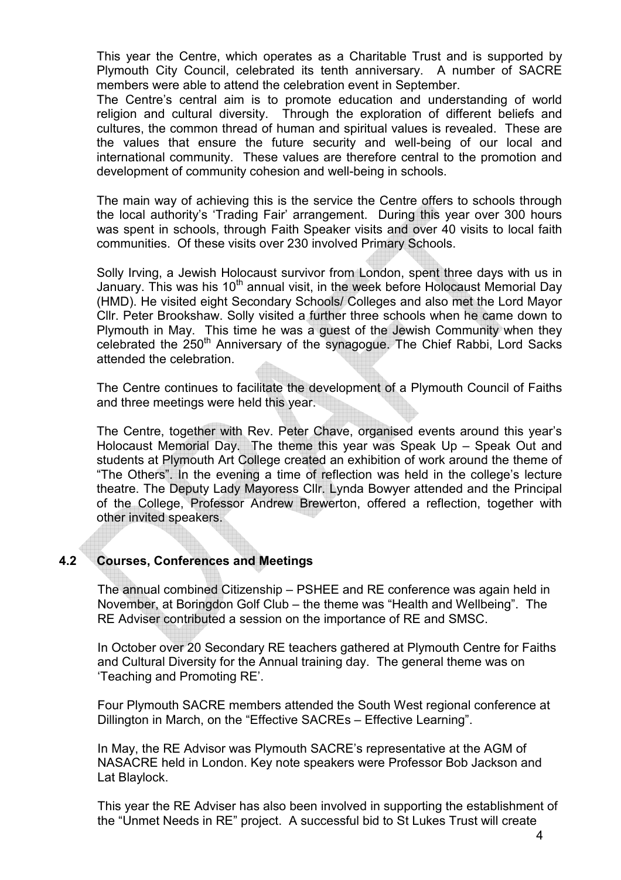This year the Centre, which operates as a Charitable Trust and is supported by Plymouth City Council, celebrated its tenth anniversary. A number of SACRE members were able to attend the celebration event in September.

The Centre's central aim is to promote education and understanding of world religion and cultural diversity. Through the exploration of different beliefs and cultures, the common thread of human and spiritual values is revealed. These are the values that ensure the future security and well-being of our local and international community. These values are therefore central to the promotion and development of community cohesion and well-being in schools.

The main way of achieving this is the service the Centre offers to schools through the local authority's 'Trading Fair' arrangement. During this year over 300 hours was spent in schools, through Faith Speaker visits and over 40 visits to local faith communities. Of these visits over 230 involved Primary Schools.

Solly Irving, a Jewish Holocaust survivor from London, spent three days with us in January. This was his 10th annual visit, in the week before Holocaust Memorial Day (HMD). He visited eight Secondary Schools/ Colleges and also met the Lord Mayor Cllr. Peter Brookshaw. Solly visited a further three schools when he came down to Plymouth in May. This time he was a guest of the Jewish Community when they celebrated the 250th Anniversary of the synagogue. The Chief Rabbi, Lord Sacks attended the celebration.

The Centre continues to facilitate the development of a Plymouth Council of Faiths and three meetings were held this year.

The Centre, together with Rev. Peter Chave, organised events around this year's Holocaust Memorial Day. The theme this year was Speak Up – Speak Out and students at Plymouth Art College created an exhibition of work around the theme of "The Others". In the evening a time of reflection was held in the college's lecture theatre. The Deputy Lady Mayoress Cllr. Lynda Bowyer attended and the Principal of the College, Professor Andrew Brewerton, offered a reflection, together with other invited speakers.

## 4.2 Courses, Conferences and Meetings

The annual combined Citizenship – PSHEE and RE conference was again held in November, at Boringdon Golf Club – the theme was "Health and Wellbeing". The RE Adviser contributed a session on the importance of RE and SMSC.

In October over 20 Secondary RE teachers gathered at Plymouth Centre for Faiths and Cultural Diversity for the Annual training day. The general theme was on 'Teaching and Promoting RE'.

Four Plymouth SACRE members attended the South West regional conference at Dillington in March, on the "Effective SACREs – Effective Learning".

In May, the RE Advisor was Plymouth SACRE's representative at the AGM of NASACRE held in London. Key note speakers were Professor Bob Jackson and Lat Blaylock.

This year the RE Adviser has also been involved in supporting the establishment of the "Unmet Needs in RE" project. A successful bid to St Lukes Trust will create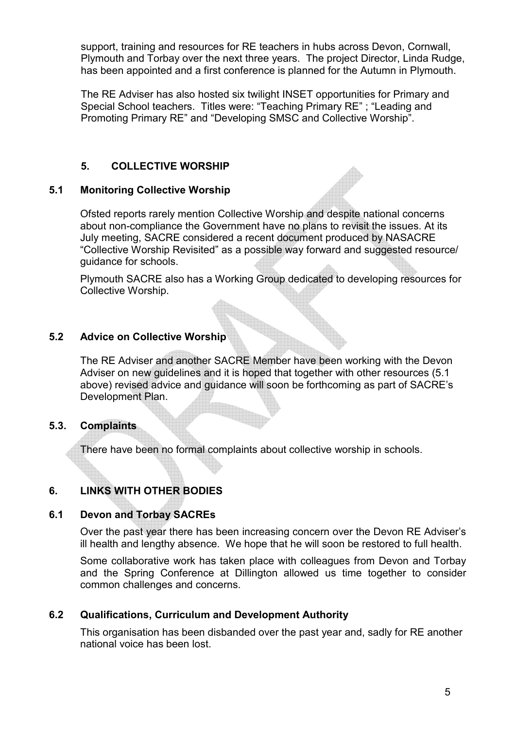support, training and resources for RE teachers in hubs across Devon, Cornwall, Plymouth and Torbay over the next three years. The project Director, Linda Rudge, has been appointed and a first conference is planned for the Autumn in Plymouth.

The RE Adviser has also hosted six twilight INSET opportunities for Primary and Special School teachers. Titles were: "Teaching Primary RE" ; "Leading and Promoting Primary RE" and "Developing SMSC and Collective Worship".

## 5. COLLECTIVE WORSHIP

### 5.1 Monitoring Collective Worship

Ofsted reports rarely mention Collective Worship and despite national concerns about non-compliance the Government have no plans to revisit the issues. At its July meeting, SACRE considered a recent document produced by NASACRE "Collective Worship Revisited" as a possible way forward and suggested resource/ guidance for schools.

Plymouth SACRE also has a Working Group dedicated to developing resources for Collective Worship.

### 5.2 Advice on Collective Worship

The RE Adviser and another SACRE Member have been working with the Devon Adviser on new guidelines and it is hoped that together with other resources (5.1 above) revised advice and guidance will soon be forthcoming as part of SACRE's Development Plan.

### 5.3. Complaints

There have been no formal complaints about collective worship in schools.

## 6. LINKS WITH OTHER BODIES

### 6.1 Devon and Torbay SACREs

Over the past year there has been increasing concern over the Devon RE Adviser's ill health and lengthy absence. We hope that he will soon be restored to full health.

Some collaborative work has taken place with colleagues from Devon and Torbay and the Spring Conference at Dillington allowed us time together to consider common challenges and concerns.

### 6.2 Qualifications, Curriculum and Development Authority

This organisation has been disbanded over the past year and, sadly for RE another national voice has been lost.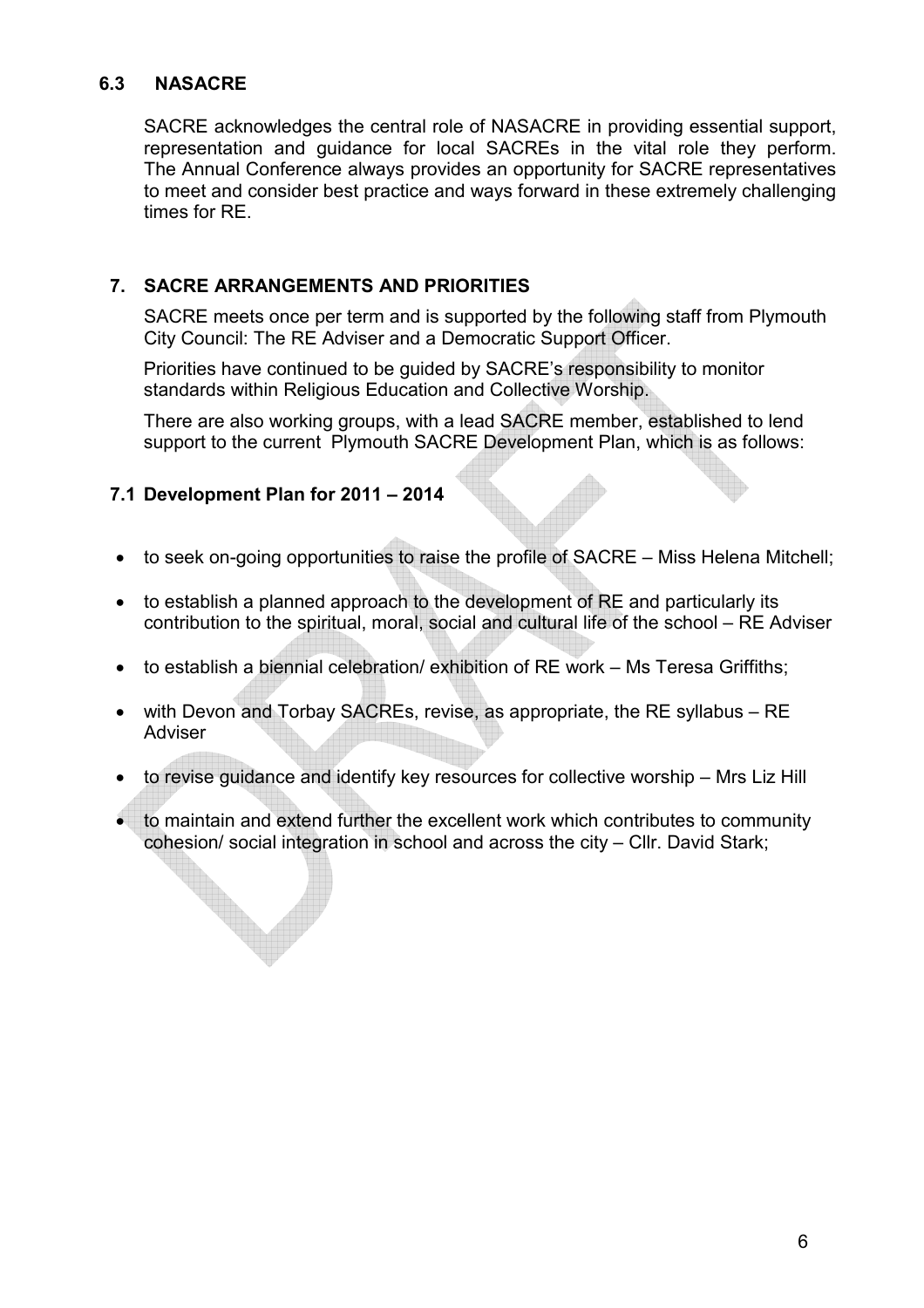### 6.3 NASACRE

SACRE acknowledges the central role of NASACRE in providing essential support, representation and guidance for local SACREs in the vital role they perform. The Annual Conference always provides an opportunity for SACRE representatives to meet and consider best practice and ways forward in these extremely challenging times for RE.

## 7. SACRE ARRANGEMENTS AND PRIORITIES

SACRE meets once per term and is supported by the following staff from Plymouth City Council: The RE Adviser and a Democratic Support Officer.

Priorities have continued to be guided by SACRE's responsibility to monitor standards within Religious Education and Collective Worship.

There are also working groups, with a lead SACRE member, established to lend support to the current Plymouth SACRE Development Plan, which is as follows:

### 7.1 Development Plan for 2011 – 2014

- to seek on-going opportunities to raise the profile of SACRE – Miss Helena Mitchell;
- to establish a planned approach to the development of RE and particularly its contribution to the spiritual, moral, social and cultural life of the school – RE Adviser
- to establish a biennial celebration/ exhibition of RE work – Ms Teresa Griffiths;
- with Devon and Torbay SACREs, revise, as appropriate, the RE syllabus – RE Adviser
- to revise guidance and identify key resources for collective worship – Mrs Liz Hill
- to maintain and extend further the excellent work which contributes to community cohesion/ social integration in school and across the city – Cllr. David Stark;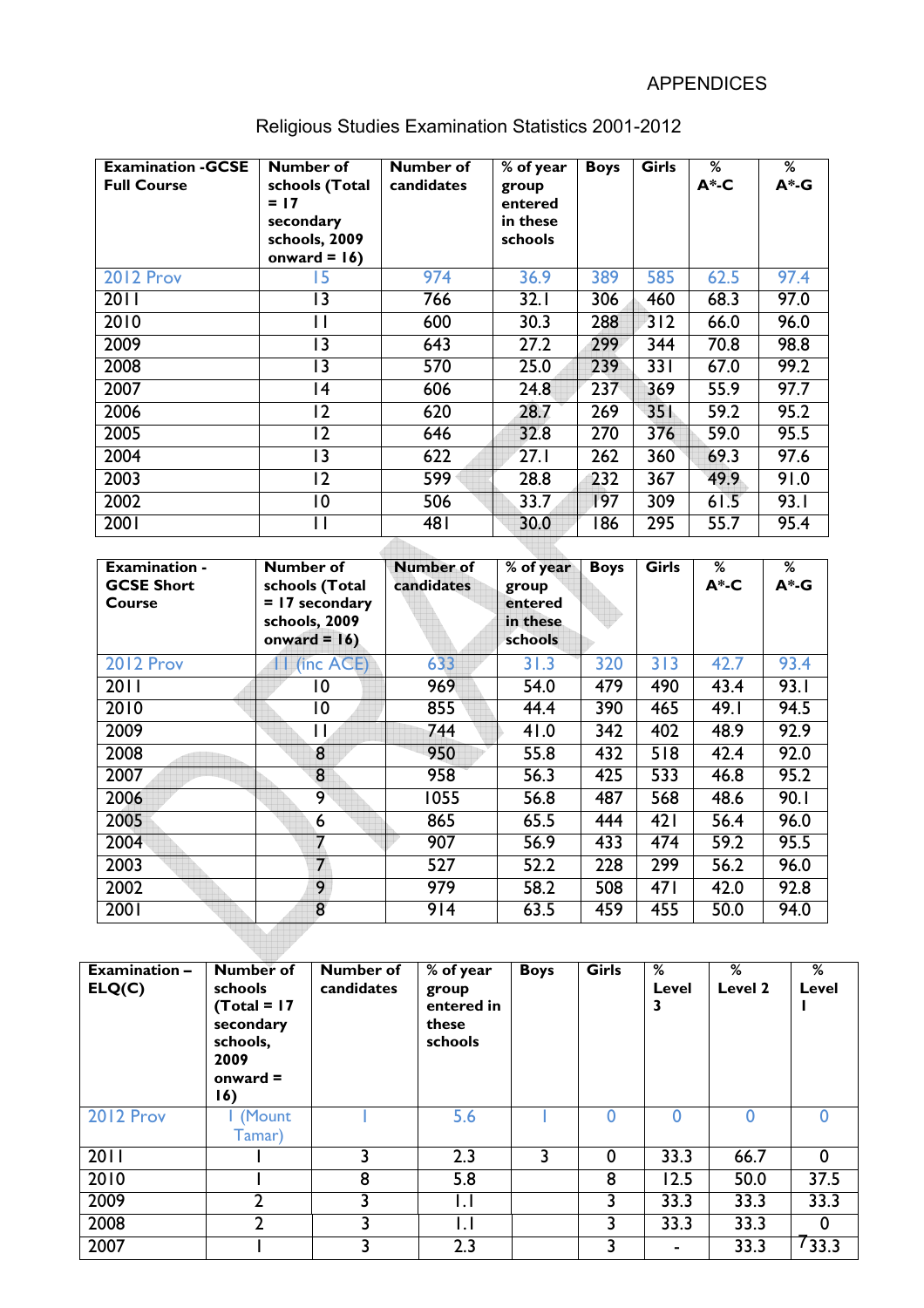APPENDICES

# Religious Studies Examination Statistics 2001-2012

| Examination -GCSE Full Course | Number of schools (Total = 17 secondary schools, 2009 onward = 16) | Number of candidates | % of year group entered in these schools | Boys | Girls | % A*-C | % A*-G |
|---|---|---|---|---|---|---|---|
| 2012 Prov | 15 | 974 | 36.9 | 389 | 585 | 62.5 | 97.4 |
| 2011 | 13 | 766 | 32.1 | 306 | 460 | 68.3 | 97.0 |
| 2010 | 11 | 600 | 30.3 | 288 | 312 | 66.0 | 96.0 |
| 2009 | 13 | 643 | 27.2 | 299 | 344 | 70.8 | 98.8 |
| 2008 | 13 | 570 | 25.0 | 239 | 331 | 67.0 | 99.2 |
| 2007 | 14 | 606 | 24.8 | 237 | 369 | 55.9 | 97.7 |
| 2006 | 12 | 620 | 28.7 | 269 | 351 | 59.2 | 95.2 |
| 2005 | 12 | 646 | 32.8 | 270 | 376 | 59.0 | 95.5 |
| 2004 | 13 | 622 | 27.1 | 262 | 360 | 69.3 | 97.6 |
| 2003 | 12 | 599 | 28.8 | 232 | 367 | 49.9 | 91.0 |
| 2002 | 10 | 506 | 33.7 | 197 | 309 | 61.5 | 93.1 |
| 2001 | 11 | 481 | 30.0 | 186 | 295 | 55.7 | 95.4 |

| Examination - GCSE Short Course | Number of schools (Total = 17 secondary schools, 2009 onward = 16) | Number of candidates | % of year group entered in these schools | Boys | Girls | % A*-C | % A*-G |
|---|---|---|---|---|---|---|---|
| 2012 Prov | 11 (inc ACE) | 633 | 31.3 | 320 | 313 | 42.7 | 93.4 |
| 2011 | 10 | 969 | 54.0 | 479 | 490 | 43.4 | 93.1 |
| 2010 | 10 | 855 | 44.4 | 390 | 465 | 49.1 | 94.5 |
| 2009 | 11 | 744 | 41.0 | 342 | 402 | 48.9 | 92.9 |
| 2008 | 8 | 950 | 55.8 | 432 | 518 | 42.4 | 92.0 |
| 2007 | 8 | 958 | 56.3 | 425 | 533 | 46.8 | 95.2 |
| 2006 | 9 | 1055 | 56.8 | 487 | 568 | 48.6 | 90.1 |
| 2005 | 6 | 865 | 65.5 | 444 | 421 | 56.4 | 96.0 |
| 2004 | 7 | 907 | 56.9 | 433 | 474 | 59.2 | 95.5 |
| 2003 | 7 | 527 | 52.2 | 228 | 299 | 56.2 | 96.0 |
| 2002 | 9 | 979 | 58.2 | 508 | 471 | 42.0 | 92.8 |
| 2001 | 8 | 914 | 63.5 | 459 | 455 | 50.0 | 94.0 |

| Examination – ELQ(C) | Number of schools (Total = 17 secondary schools, 2009 onward = 16) | Number of candidates | % of year group entered in these schools | Boys | Girls | % Level 3 | % Level 2 | % Level 1 |
|---|---|---|---|---|---|---|---|---|
| 2012 Prov | 1 (Mount Tamar) | 1 | 5.6 | 1 | 0 | 0 | 0 | 0 |
| 2011 | 1 | 3 | 2.3 | 3 | 0 | 33.3 | 66.7 | 0 |
| 2010 | 1 | 8 | 5.8 | 8 | | 12.5 | 50.0 | 37.5 |
| 2009 | 2 | 3 | 1.1 | | 3 | 33.3 | 33.3 | 33.3 |
| 2008 | 2 | 3 | 1.1 | | 3 | 33.3 | 33.3 | 0 |
| 2007 | 1 | 3 | 2.3 | | 3 | - | 33.3 | 33.3 |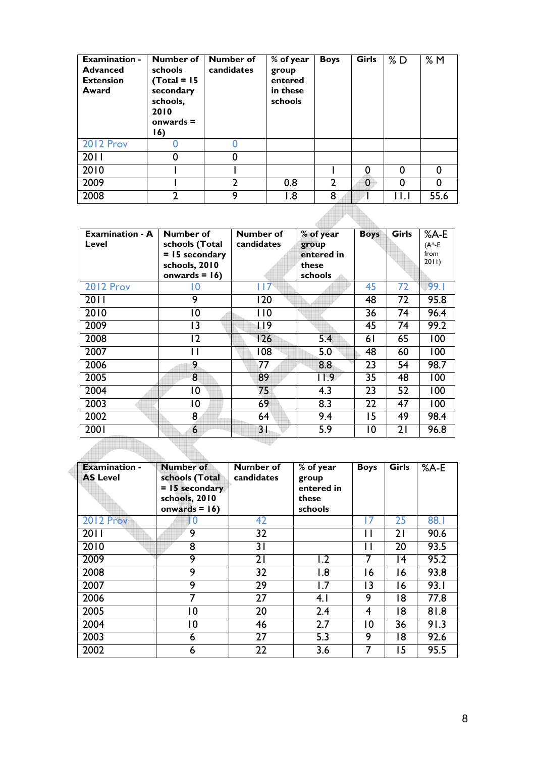| Examination - Advanced Extension Award | Number of schools (Total = 15 secondary schools, 2010 onwards = 16) | Number of candidates | % of year group entered in these schools | Boys | Girls | % D | % M |
|---|---|---|---|---|---|---|---|
| 2012 Prov | 0 | 0 | | | | | |
| 2011 | 0 | 0 | | | | | |
| 2010 | 1 | 1 | | 1 | 0 | 0 | 0 |
| 2009 | 1 | 2 | 0.8 | 2 | 0 | 0 | 0 |
| 2008 | 2 | 9 | 1.8 | 8 | 1 | 11.1 | 55.6 |

| Examination - A Level | Number of schools (Total = 15 secondary schools, 2010 onwards = 16) | Number of candidates | % of year group entered in these schools | Boys | Girls | %A-E (A*-E from 2011) |
|---|---|---|---|---|---|---|
| 2012 Prov | 10 | 117 | | 45 | 72 | 99.1 |
| 2011 | 9 | 120 | | 48 | 72 | 95.8 |
| 2010 | 10 | 110 | | 36 | 74 | 96.4 |
| 2009 | 13 | 119 | | 45 | 74 | 99.2 |
| 2008 | 12 | 126 | 5.4 | 61 | 65 | 100 |
| 2007 | 11 | 108 | 5.0 | 48 | 60 | 100 |
| 2006 | 9 | 77 | 8.8 | 23 | 54 | 98.7 |
| 2005 | 8 | 89 | 11.9 | 35 | 48 | 100 |
| 2004 | 10 | 75 | 4.3 | 23 | 52 | 100 |
| 2003 | 10 | 69 | 8.3 | 22 | 47 | 100 |
| 2002 | 8 | 64 | 9.4 | 15 | 49 | 98.4 |
| 2001 | 6 | 31 | 5.9 | 10 | 21 | 96.8 |

| Examination - AS Level | Number of schools (Total = 15 secondary schools, 2010 onwards = 16) | Number of candidates | % of year group entered in these schools | Boys | Girls | %A-E |
|---|---|---|---|---|---|---|
| 2012 Prov | 10 | 42 | | 17 | 25 | 88.1 |
| 2011 | 9 | 32 | | 11 | 21 | 90.6 |
| 2010 | 8 | 31 | | 11 | 20 | 93.5 |
| 2009 | 9 | 21 | 1.2 | 7 | 14 | 95.2 |
| 2008 | 9 | 32 | 1.8 | 16 | 16 | 93.8 |
| 2007 | 9 | 29 | 1.7 | 13 | 16 | 93.1 |
| 2006 | 7 | 27 | 4.1 | 9 | 18 | 77.8 |
| 2005 | 10 | 20 | 2.4 | 4 | 18 | 81.8 |
| 2004 | 10 | 46 | 2.7 | 10 | 36 | 91.3 |
| 2003 | 6 | 27 | 5.3 | 9 | 18 | 92.6 |
| 2002 | 6 | 22 | 3.6 | 7 | 15 | 95.5 |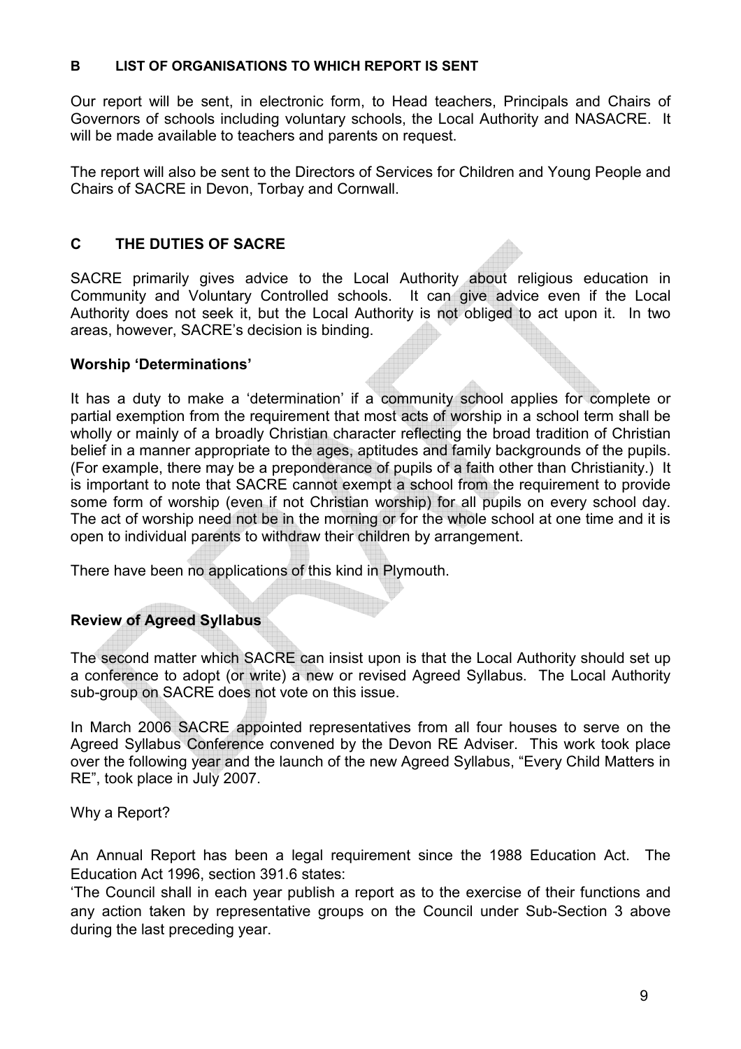## B LIST OF ORGANISATIONS TO WHICH REPORT IS SENT

Our report will be sent, in electronic form, to Head teachers, Principals and Chairs of Governors of schools including voluntary schools, the Local Authority and NASACRE. It will be made available to teachers and parents on request.

The report will also be sent to the Directors of Services for Children and Young People and Chairs of SACRE in Devon, Torbay and Cornwall.

## C THE DUTIES OF SACRE

SACRE primarily gives advice to the Local Authority about religious education in Community and Voluntary Controlled schools. It can give advice even if the Local Authority does not seek it, but the Local Authority is not obliged to act upon it. In two areas, however, SACRE's decision is binding.

### Worship 'Determinations'

It has a duty to make a 'determination' if a community school applies for complete or partial exemption from the requirement that most acts of worship in a school term shall be wholly or mainly of a broadly Christian character reflecting the broad tradition of Christian belief in a manner appropriate to the ages, aptitudes and family backgrounds of the pupils. (For example, there may be a preponderance of pupils of a faith other than Christianity.) It is important to note that SACRE cannot exempt a school from the requirement to provide some form of worship (even if not Christian worship) for all pupils on every school day. The act of worship need not be in the morning or for the whole school at one time and it is open to individual parents to withdraw their children by arrangement.

There have been no applications of this kind in Plymouth.

### Review of Agreed Syllabus

The second matter which SACRE can insist upon is that the Local Authority should set up a conference to adopt (or write) a new or revised Agreed Syllabus. The Local Authority sub-group on SACRE does not vote on this issue.

In March 2006 SACRE appointed representatives from all four houses to serve on the Agreed Syllabus Conference convened by the Devon RE Adviser. This work took place over the following year and the launch of the new Agreed Syllabus, "Every Child Matters in RE", took place in July 2007.

Why a Report?

An Annual Report has been a legal requirement since the 1988 Education Act. The Education Act 1996, section 391.6 states:
'The Council shall in each year publish a report as to the exercise of their functions and any action taken by representative groups on the Council under Sub-Section 3 above during the last preceding year.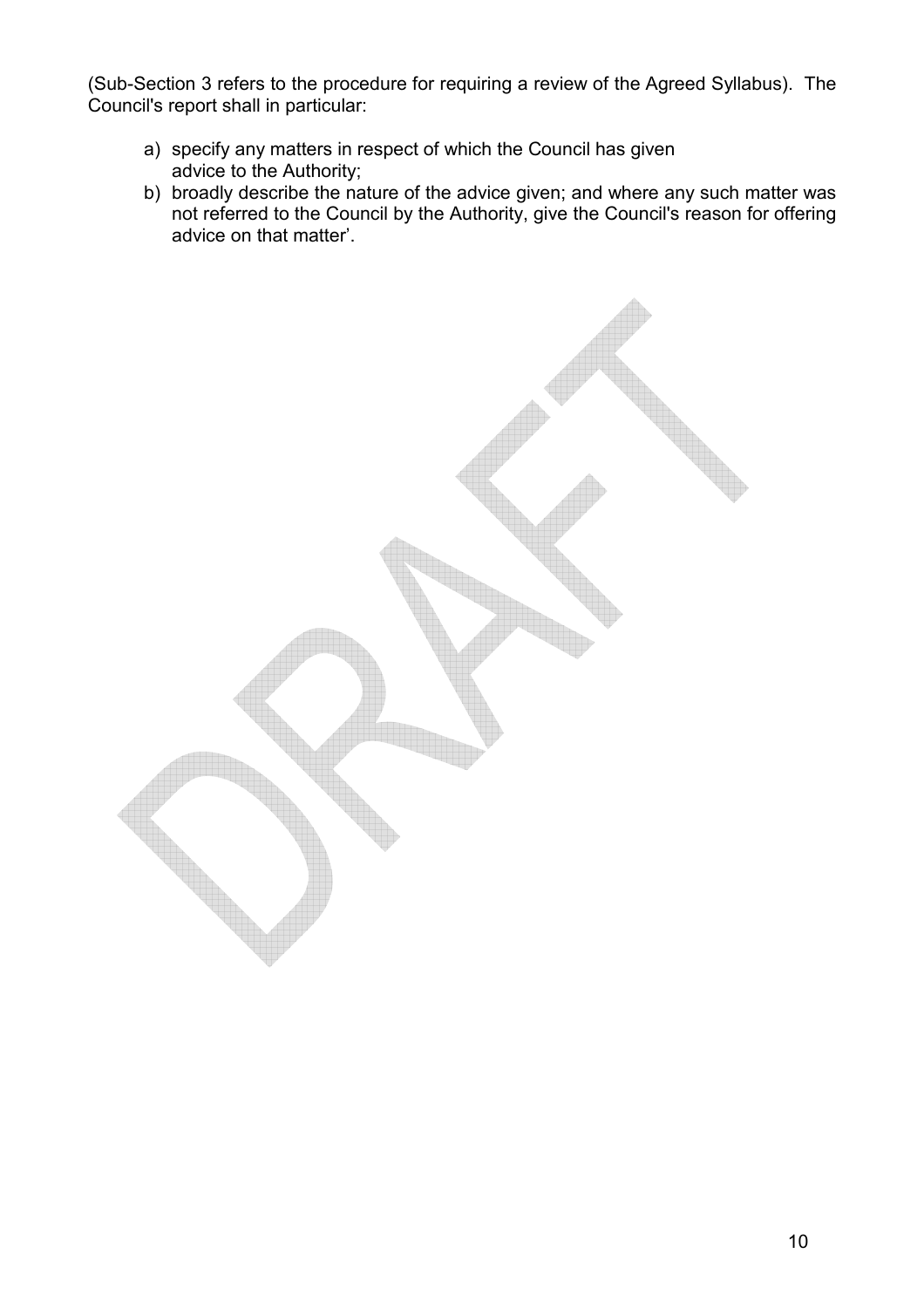(Sub-Section 3 refers to the procedure for requiring a review of the Agreed Syllabus). The Council's report shall in particular:

a) specify any matters in respect of which the Council has given advice to the Authority;
b) broadly describe the nature of the advice given; and where any such matter was not referred to the Council by the Authority, give the Council's reason for offering advice on that matter'.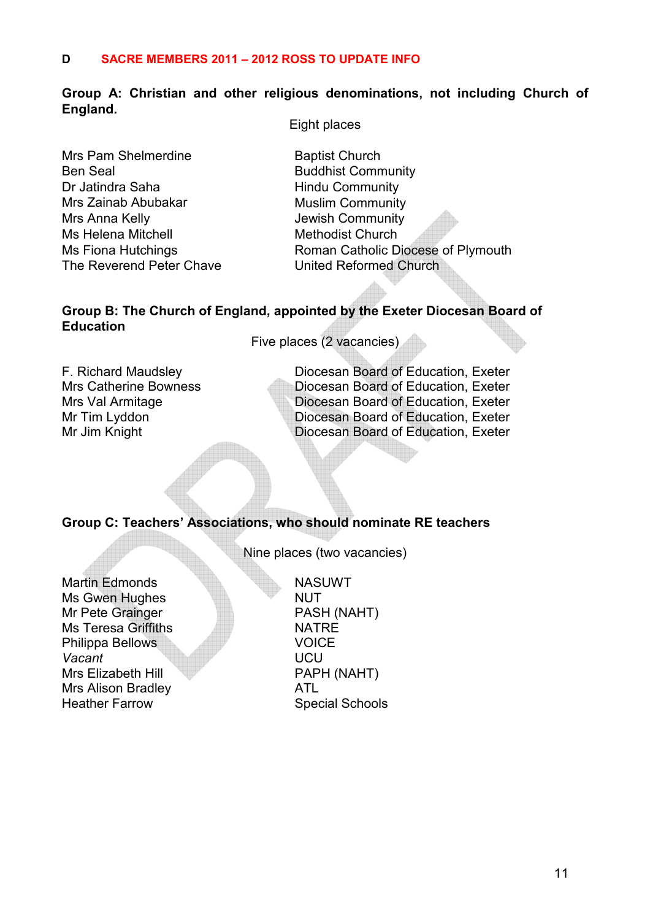## D SACRE MEMBERS 2011 – 2012 ROSS TO UPDATE INFO

**Group A: Christian and other religious denominations, not including Church of England.**

Eight places

| | |
|---|---|
| Mrs Pam Shelmerdine | Baptist Church |
| Ben Seal | Buddhist Community |
| Dr Jatindra Saha | Hindu Community |
| Mrs Zainab Abubakar | Muslim Community |
| Mrs Anna Kelly | Jewish Community |
| Ms Helena Mitchell | Methodist Church |
| Ms Fiona Hutchings | Roman Catholic Diocese of Plymouth |
| The Reverend Peter Chave | United Reformed Church |

**Group B: The Church of England, appointed by the Exeter Diocesan Board of Education**

Five places (2 vacancies)

| | |
|---|---|
| F. Richard Maudsley | Diocesan Board of Education, Exeter |
| Mrs Catherine Bowness | Diocesan Board of Education, Exeter |
| Mrs Val Armitage | Diocesan Board of Education, Exeter |
| Mr Tim Lyddon | Diocesan Board of Education, Exeter |
| Mr Jim Knight | Diocesan Board of Education, Exeter |

**Group C: Teachers' Associations, who should nominate RE teachers**

Nine places (two vacancies)

| | |
|---|---|
| Martin Edmonds | NASUWT |
| Ms Gwen Hughes | NUT |
| Mr Pete Grainger | PASH (NAHT) |
| Ms Teresa Griffiths | NATRE |
| Philippa Bellows | VOICE |
| *Vacant* | UCU |
| Mrs Elizabeth Hill | PAPH (NAHT) |
| Mrs Alison Bradley | ATL |
| Heather Farrow | Special Schools |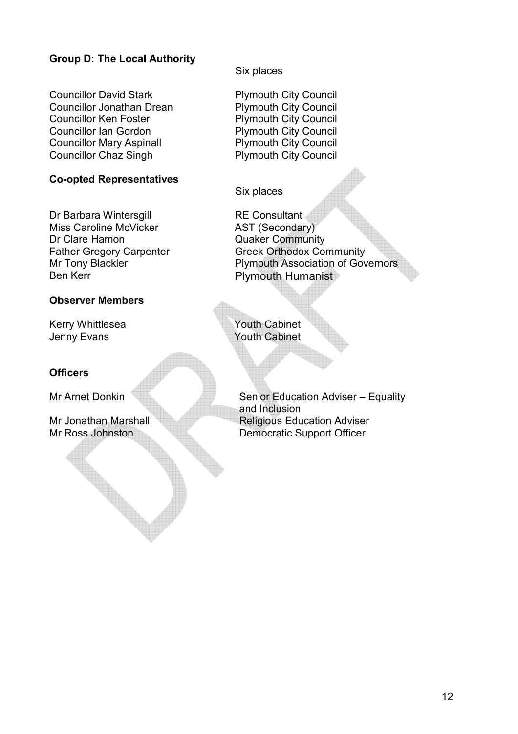**Group D: The Local Authority**

Six places

| | |
|---|---|
| Councillor David Stark | Plymouth City Council |
| Councillor Jonathan Drean | Plymouth City Council |
| Councillor Ken Foster | Plymouth City Council |
| Councillor Ian Gordon | Plymouth City Council |
| Councillor Mary Aspinall | Plymouth City Council |
| Councillor Chaz Singh | Plymouth City Council |

**Co-opted Representatives**

Six places

| | |
|---|---|
| Dr Barbara Wintersgill | RE Consultant |
| Miss Caroline McVicker | AST (Secondary) |
| Dr Clare Hamon | Quaker Community |
| Father Gregory Carpenter | Greek Orthodox Community |
| Mr Tony Blackler | Plymouth Association of Governors |
| Ben Kerr | Plymouth Humanist |

**Observer Members**

| | |
|---|---|
| Kerry Whittlesea | Youth Cabinet |
| Jenny Evans | Youth Cabinet |

**Officers**

| | |
|---|---|
| Mr Arnet Donkin | Senior Education Adviser – Equality and Inclusion |
| Mr Jonathan Marshall | Religious Education Adviser |
| Mr Ross Johnston | Democratic Support Officer |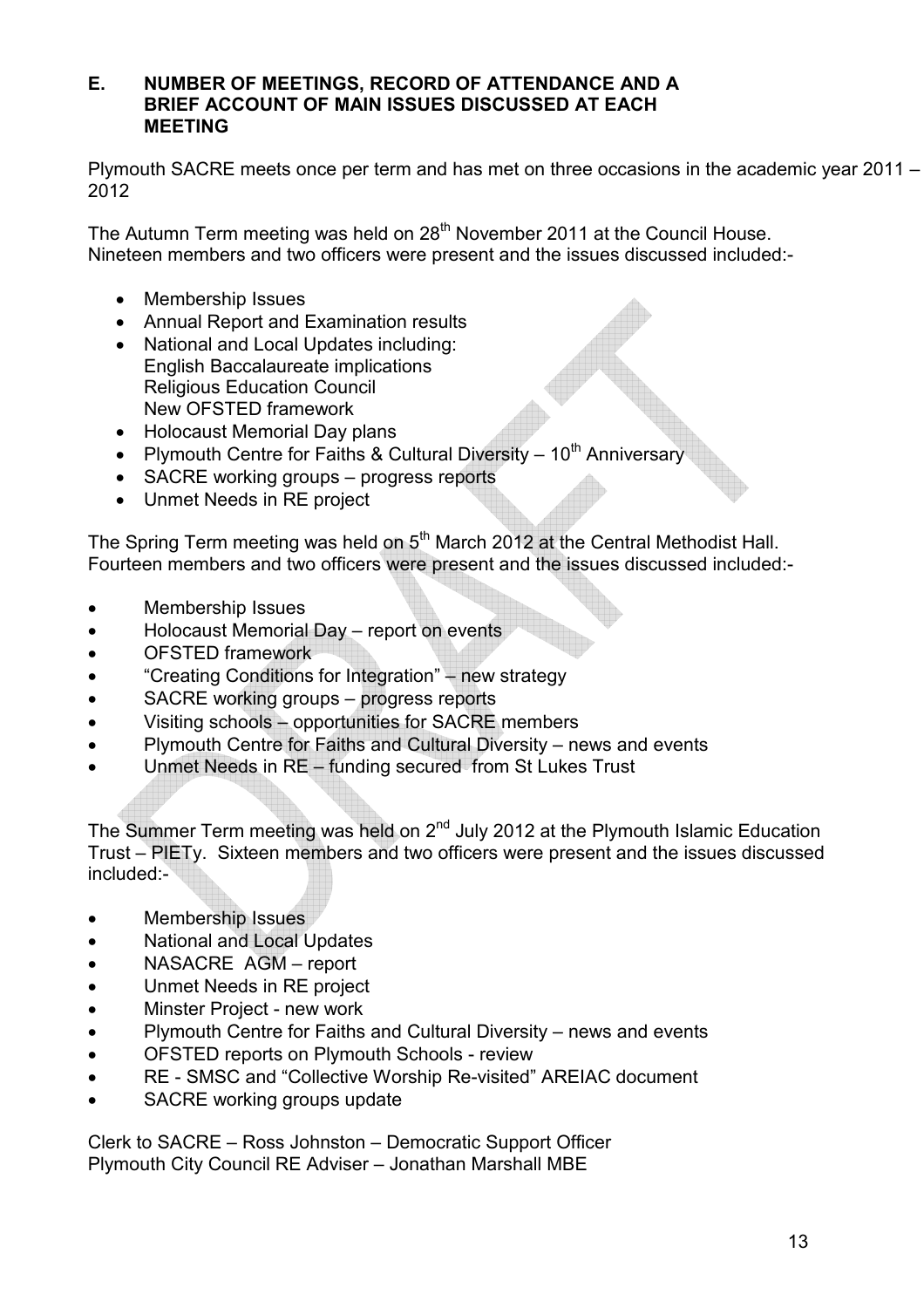## E. NUMBER OF MEETINGS, RECORD OF ATTENDANCE AND A BRIEF ACCOUNT OF MAIN ISSUES DISCUSSED AT EACH MEETING

Plymouth SACRE meets once per term and has met on three occasions in the academic year 2011 – 2012

The Autumn Term meeting was held on 28th November 2011 at the Council House. Nineteen members and two officers were present and the issues discussed included:-

- Membership Issues
- Annual Report and Examination results
- National and Local Updates including:
  English Baccalaureate implications
  Religious Education Council
  New OFSTED framework
- Holocaust Memorial Day plans
- Plymouth Centre for Faiths & Cultural Diversity – 10th Anniversary
- SACRE working groups – progress reports
- Unmet Needs in RE project

The Spring Term meeting was held on 5th March 2012 at the Central Methodist Hall. Fourteen members and two officers were present and the issues discussed included:-

- Membership Issues
- Holocaust Memorial Day – report on events
- OFSTED framework
- "Creating Conditions for Integration" – new strategy
- SACRE working groups – progress reports
- Visiting schools – opportunities for SACRE members
- Plymouth Centre for Faiths and Cultural Diversity – news and events
- Unmet Needs in RE – funding secured from St Lukes Trust

The Summer Term meeting was held on 2nd July 2012 at the Plymouth Islamic Education Trust – PIETy. Sixteen members and two officers were present and the issues discussed included:-

- Membership Issues
- National and Local Updates
- NASACRE AGM – report
- Unmet Needs in RE project
- Minster Project - new work
- Plymouth Centre for Faiths and Cultural Diversity – news and events
- OFSTED reports on Plymouth Schools - review
- RE - SMSC and "Collective Worship Re-visited" AREIAC document
- SACRE working groups update

Clerk to SACRE – Ross Johnston – Democratic Support Officer
Plymouth City Council RE Adviser – Jonathan Marshall MBE